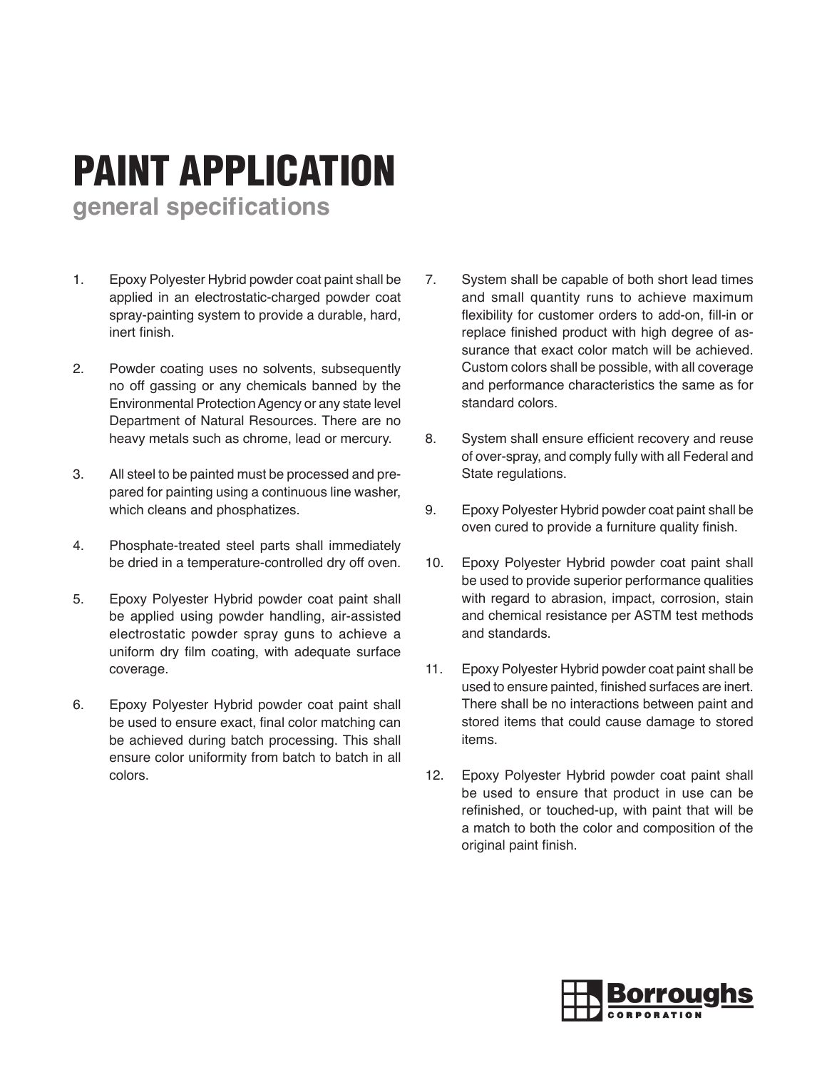# PAINT APPLICATION

## general specifications

1. Epoxy Polyester Hybrid powder coat paint shall be applied in an electrostatic-charged powder coat spray-painting system to provide a durable, hard, inert finish.

2. Powder coating uses no solvents, subsequently no off gassing or any chemicals banned by the Environmental Protection Agency or any state level Department of Natural Resources. There are no heavy metals such as chrome, lead or mercury.

3. All steel to be painted must be processed and prepared for painting using a continuous line washer, which cleans and phosphatizes.

4. Phosphate-treated steel parts shall immediately be dried in a temperature-controlled dry off oven.

5. Epoxy Polyester Hybrid powder coat paint shall be applied using powder handling, air-assisted electrostatic powder spray guns to achieve a uniform dry film coating, with adequate surface coverage.

6. Epoxy Polyester Hybrid powder coat paint shall be used to ensure exact, final color matching can be achieved during batch processing. This shall ensure color uniformity from batch to batch in all colors.

7. System shall be capable of both short lead times and small quantity runs to achieve maximum flexibility for customer orders to add-on, fill-in or replace finished product with high degree of assurance that exact color match will be achieved. Custom colors shall be possible, with all coverage and performance characteristics the same as for standard colors.

8. System shall ensure efficient recovery and reuse of over-spray, and comply fully with all Federal and State regulations.

9. Epoxy Polyester Hybrid powder coat paint shall be oven cured to provide a furniture quality finish.

10. Epoxy Polyester Hybrid powder coat paint shall be used to provide superior performance qualities with regard to abrasion, impact, corrosion, stain and chemical resistance per ASTM test methods and standards.

11. Epoxy Polyester Hybrid powder coat paint shall be used to ensure painted, finished surfaces are inert. There shall be no interactions between paint and stored items that could cause damage to stored items.

12. Epoxy Polyester Hybrid powder coat paint shall be used to ensure that product in use can be refinished, or touched-up, with paint that will be a match to both the color and composition of the original paint finish.

Borroughs CORPORATION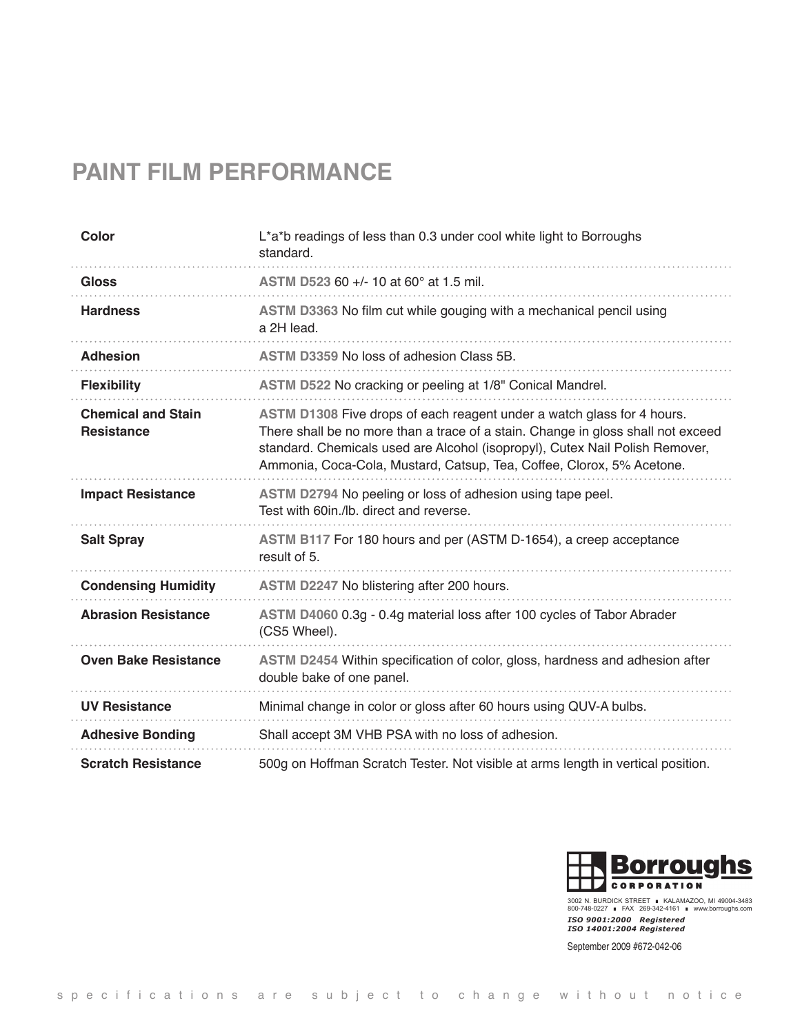## PAINT FILM PERFORMANCE

| | |
|---|---|
| **Color** | L*a*b readings of less than 0.3 under cool white light to Borroughs standard. |
| **Gloss** | **ASTM D523** 60 +/- 10 at 60° at 1.5 mil. |
| **Hardness** | **ASTM D3363** No film cut while gouging with a mechanical pencil using a 2H lead. |
| **Adhesion** | **ASTM D3359** No loss of adhesion Class 5B. |
| **Flexibility** | **ASTM D522** No cracking or peeling at 1/8" Conical Mandrel. |
| **Chemical and Stain Resistance** | **ASTM D1308** Five drops of each reagent under a watch glass for 4 hours. There shall be no more than a trace of a stain. Change in gloss shall not exceed standard. Chemicals used are Alcohol (isopropyl), Cutex Nail Polish Remover, Ammonia, Coca-Cola, Mustard, Catsup, Tea, Coffee, Clorox, 5% Acetone. |
| **Impact Resistance** | **ASTM D2794** No peeling or loss of adhesion using tape peel. Test with 60in./lb. direct and reverse. |
| **Salt Spray** | **ASTM B117** For 180 hours and per (ASTM D-1654), a creep acceptance result of 5. |
| **Condensing Humidity** | **ASTM D2247** No blistering after 200 hours. |
| **Abrasion Resistance** | **ASTM D4060** 0.3g - 0.4g material loss after 100 cycles of Tabor Abrader (CS5 Wheel). |
| **Oven Bake Resistance** | **ASTM D2454** Within specification of color, gloss, hardness and adhesion after double bake of one panel. |
| **UV Resistance** | Minimal change in color or gloss after 60 hours using QUV-A bulbs. |
| **Adhesive Bonding** | Shall accept 3M VHB PSA with no loss of adhesion. |
| **Scratch Resistance** | 500g on Hoffman Scratch Tester. Not visible at arms length in vertical position. |

**Borroughs CORPORATION**

3002 N. BURDICK STREET ▪ KALAMAZOO, MI 49004-3483
800-748-0227 ▪ FAX 269-342-4161 ▪ www.borroughs.com

*ISO 9001:2000 Registered*
*ISO 14001:2004 Registered*

September 2009 #672-042-06

specifications are subject to change without notice